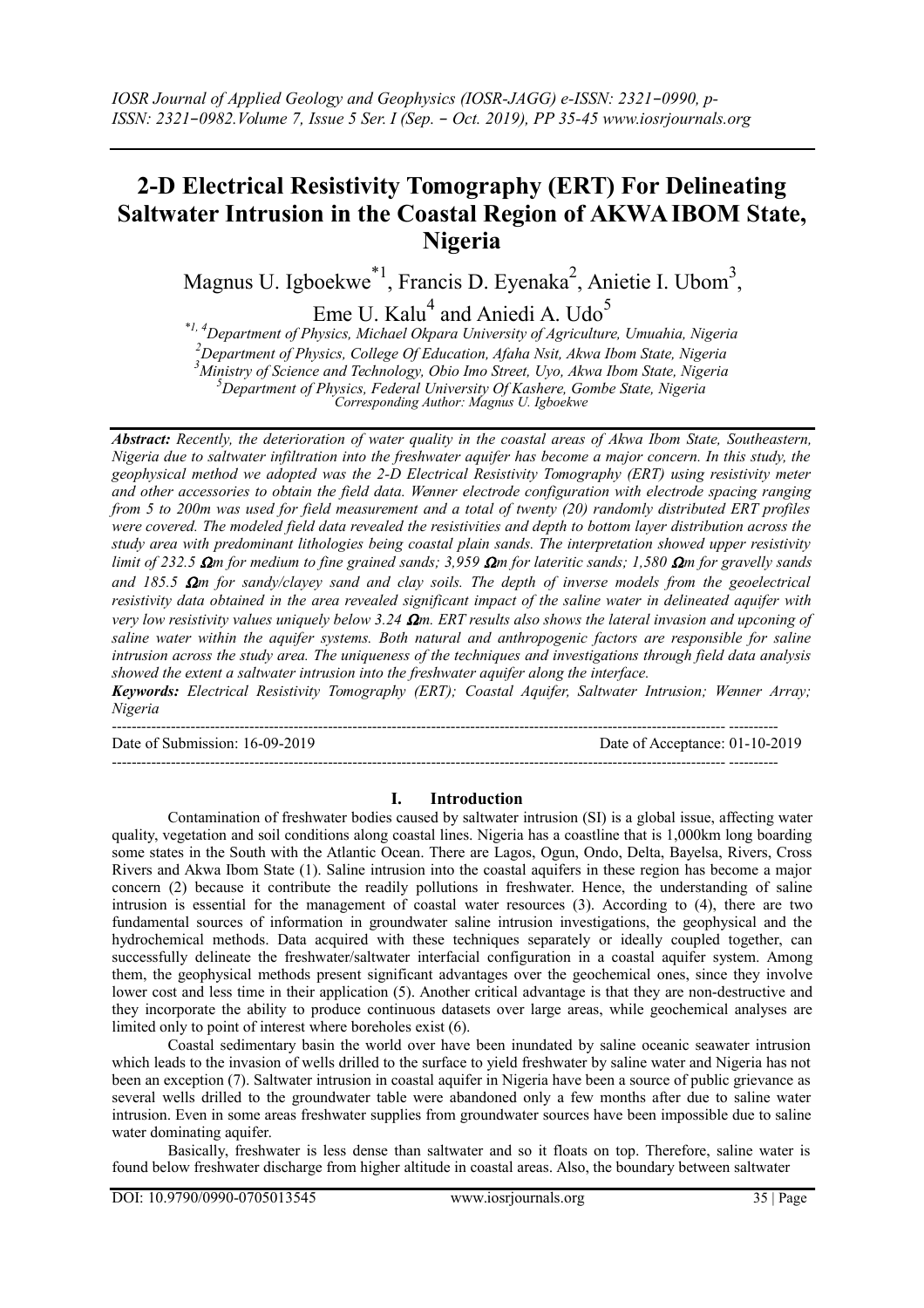# 2-D Electrical Resistivity Tomography (ERT) For Delineating Saltwater Intrusion in the Coastal Region of AKWA IBOM State, Nigeria

Magnus U. Igboekwe[*1], Francis D. Eyenaka[2], Anietie I. Ubom[3], Eme U. Kalu[4] and Aniedi A. Udo[5]

[*1, 4]Department of Physics, Michael Okpara University of Agriculture, Umuahia, Nigeria
[2]Department of Physics, College Of Education, Afaha Nsit, Akwa Ibom State, Nigeria
[3]Ministry of Science and Technology, Obio Imo Street, Uyo, Akwa Ibom State, Nigeria
[5]Department of Physics, Federal University Of Kashere, Gombe State, Nigeria
Corresponding Author: Magnus U. Igboekwe

***Abstract:*** *Recently, the deterioration of water quality in the coastal areas of Akwa Ibom State, Southeastern, Nigeria due to saltwater infiltration into the freshwater aquifer has become a major concern. In this study, the geophysical method we adopted was the 2-D Electrical Resistivity Tomography (ERT) using resistivity meter and other accessories to obtain the field data. Wenner electrode configuration with electrode spacing ranging from 5 to 200m was used for field measurement and a total of twenty (20) randomly distributed ERT profiles were covered. The modeled field data revealed the resistivities and depth to bottom layer distribution across the study area with predominant lithologies being coastal plain sands. The interpretation showed upper resistivity limit of 232.5 Ωm for medium to fine grained sands; 3,959 Ωm for lateritic sands; 1,580 Ωm for gravelly sands and 185.5 Ωm for sandy/clayey sand and clay soils. The depth of inverse models from the geoelectrical resistivity data obtained in the area revealed significant impact of the saline water in delineated aquifer with very low resistivity values uniquely below 3.24 Ωm. ERT results also shows the lateral invasion and upconing of saline water within the aquifer systems. Both natural and anthropogenic factors are responsible for saline intrusion across the study area. The uniqueness of the techniques and investigations through field data analysis showed the extent a saltwater intrusion into the freshwater aquifer along the interface.*

***Keywords:*** *Electrical Resistivity Tomography (ERT); Coastal Aquifer, Saltwater Intrusion; Wenner Array; Nigeria*

---

Date of Submission: 16-09-2019 Date of Acceptance: 01-10-2019

---

## I. Introduction

Contamination of freshwater bodies caused by saltwater intrusion (SI) is a global issue, affecting water quality, vegetation and soil conditions along coastal lines. Nigeria has a coastline that is 1,000km long boarding some states in the South with the Atlantic Ocean. There are Lagos, Ogun, Ondo, Delta, Bayelsa, Rivers, Cross Rivers and Akwa Ibom State (1). Saline intrusion into the coastal aquifers in these region has become a major concern (2) because it contribute the readily pollutions in freshwater. Hence, the understanding of saline intrusion is essential for the management of coastal water resources (3). According to (4), there are two fundamental sources of information in groundwater saline intrusion investigations, the geophysical and the hydrochemical methods. Data acquired with these techniques separately or ideally coupled together, can successfully delineate the freshwater/saltwater interfacial configuration in a coastal aquifer system. Among them, the geophysical methods present significant advantages over the geochemical ones, since they involve lower cost and less time in their application (5). Another critical advantage is that they are non-destructive and they incorporate the ability to produce continuous datasets over large areas, while geochemical analyses are limited only to point of interest where boreholes exist (6).

Coastal sedimentary basin the world over have been inundated by saline oceanic seawater intrusion which leads to the invasion of wells drilled to the surface to yield freshwater by saline water and Nigeria has not been an exception (7). Saltwater intrusion in coastal aquifer in Nigeria have been a source of public grievance as several wells drilled to the groundwater table were abandoned only a few months after due to saline water intrusion. Even in some areas freshwater supplies from groundwater sources have been impossible due to saline water dominating aquifer.

Basically, freshwater is less dense than saltwater and so it floats on top. Therefore, saline water is found below freshwater discharge from higher altitude in coastal areas. Also, the boundary between saltwater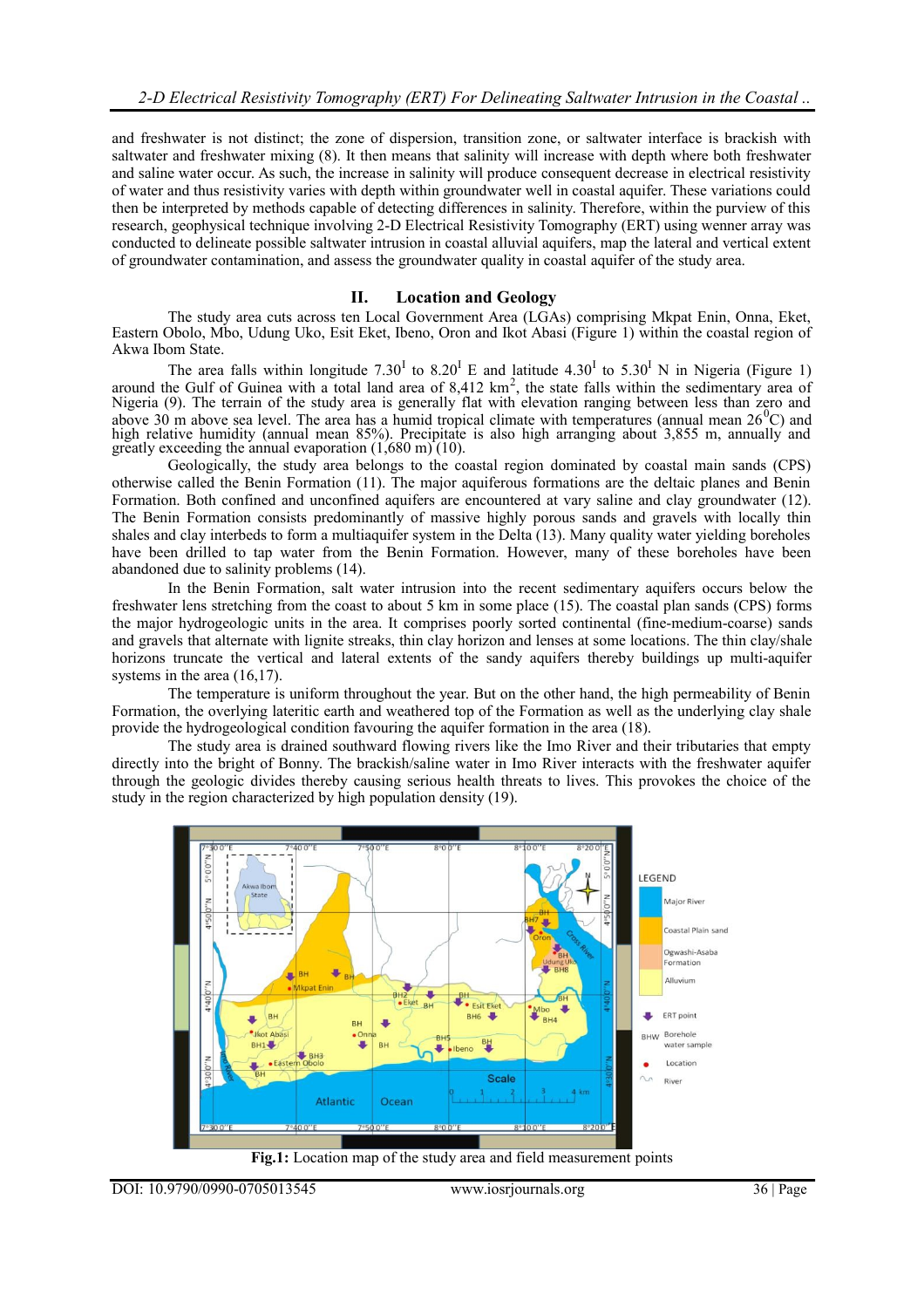and freshwater is not distinct; the zone of dispersion, transition zone, or saltwater interface is brackish with saltwater and freshwater mixing (8). It then means that salinity will increase with depth where both freshwater and saline water occur. As such, the increase in salinity will produce consequent decrease in electrical resistivity of water and thus resistivity varies with depth within groundwater well in coastal aquifer. These variations could then be interpreted by methods capable of detecting differences in salinity. Therefore, within the purview of this research, geophysical technique involving 2-D Electrical Resistivity Tomography (ERT) using wenner array was conducted to delineate possible saltwater intrusion in coastal alluvial aquifers, map the lateral and vertical extent of groundwater contamination, and assess the groundwater quality in coastal aquifer of the study area.

## II. Location and Geology

The study area cuts across ten Local Government Area (LGAs) comprising Mkpat Enin, Onna, Eket, Eastern Obolo, Mbo, Udung Uko, Esit Eket, Ibeno, Oron and Ikot Abasi (Figure 1) within the coastal region of Akwa Ibom State.

The area falls within longitude 7.30<sup>I</sup> to 8.20<sup>I</sup> E and latitude 4.30<sup>I</sup> to 5.30<sup>I</sup> N in Nigeria (Figure 1) around the Gulf of Guinea with a total land area of 8,412 km$^2$, the state falls within the sedimentary area of Nigeria (9). The terrain of the study area is generally flat with elevation ranging between less than zero and above 30 m above sea level. The area has a humid tropical climate with temperatures (annual mean 26$^0$C) and high relative humidity (annual mean 85%). Precipitate is also high arranging about 3,855 m, annually and greatly exceeding the annual evaporation (1,680 m) (10).

Geologically, the study area belongs to the coastal region dominated by coastal main sands (CPS) otherwise called the Benin Formation (11). The major aquiferous formations are the deltaic planes and Benin Formation. Both confined and unconfined aquifers are encountered at vary saline and clay groundwater (12). The Benin Formation consists predominantly of massive highly porous sands and gravels with locally thin shales and clay interbeds to form a multiaquifer system in the Delta (13). Many quality water yielding boreholes have been drilled to tap water from the Benin Formation. However, many of these boreholes have been abandoned due to salinity problems (14).

In the Benin Formation, salt water intrusion into the recent sedimentary aquifers occurs below the freshwater lens stretching from the coast to about 5 km in some place (15). The coastal plan sands (CPS) forms the major hydrogeologic units in the area. It comprises poorly sorted continental (fine-medium-coarse) sands and gravels that alternate with lignite streaks, thin clay horizon and lenses at some locations. The thin clay/shale horizons truncate the vertical and lateral extents of the sandy aquifers thereby buildings up multi-aquifer systems in the area (16,17).

The temperature is uniform throughout the year. But on the other hand, the high permeability of Benin Formation, the overlying lateritic earth and weathered top of the Formation as well as the underlying clay shale provide the hydrogeological condition favouring the aquifer formation in the area (18).

The study area is drained southward flowing rivers like the Imo River and their tributaries that empty directly into the bright of Bonny. The brackish/saline water in Imo River interacts with the freshwater aquifer through the geologic divides thereby causing serious health threats to lives. This provokes the choice of the study in the region characterized by high population density (19).

**Fig.1:** Location map of the study area and field measurement points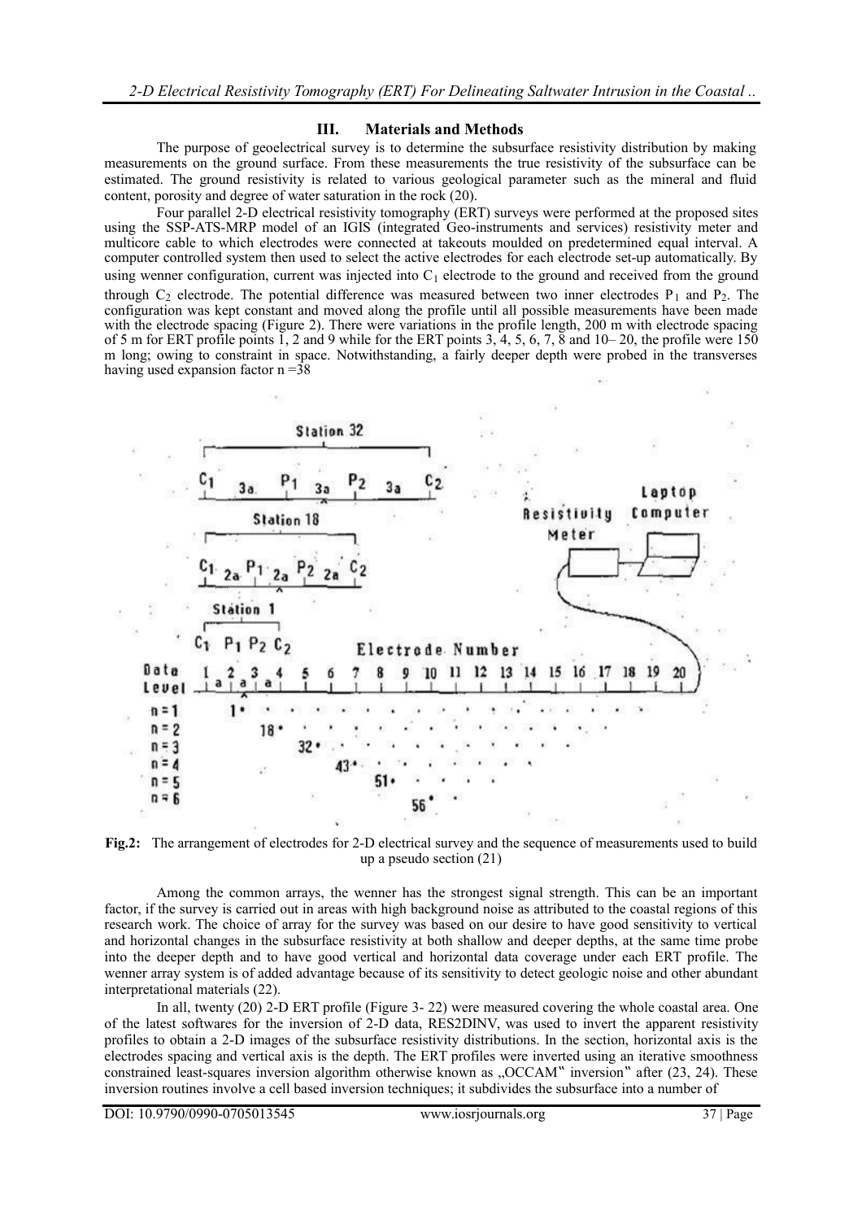## III. Materials and Methods

The purpose of geoelectrical survey is to determine the subsurface resistivity distribution by making measurements on the ground surface. From these measurements the true resistivity of the subsurface can be estimated. The ground resistivity is related to various geological parameter such as the mineral and fluid content, porosity and degree of water saturation in the rock (20).

Four parallel 2-D electrical resistivity tomography (ERT) surveys were performed at the proposed sites using the SSP-ATS-MRP model of an IGIS (integrated Geo-instruments and services) resistivity meter and multicore cable to which electrodes were connected at takeouts moulded on predetermined equal interval. A computer controlled system then used to select the active electrodes for each electrode set-up automatically. By using wenner configuration, current was injected into $C_1$ electrode to the ground and received from the ground through $C_2$ electrode. The potential difference was measured between two inner electrodes $P_1$ and $P_2$. The configuration was kept constant and moved along the profile until all possible measurements have been made with the electrode spacing (Figure 2). There were variations in the profile length, 200 m with electrode spacing of 5 m for ERT profile points 1, 2 and 9 while for the ERT points 3, 4, 5, 6, 7, 8 and 10– 20, the profile were 150 m long; owing to constraint in space. Notwithstanding, a fairly deeper depth were probed in the transverses having used expansion factor n =38

**Fig.2:** The arrangement of electrodes for 2-D electrical survey and the sequence of measurements used to build up a pseudo section (21)

Among the common arrays, the wenner has the strongest signal strength. This can be an important factor, if the survey is carried out in areas with high background noise as attributed to the coastal regions of this research work. The choice of array for the survey was based on our desire to have good sensitivity to vertical and horizontal changes in the subsurface resistivity at both shallow and deeper depths, at the same time probe into the deeper depth and to have good vertical and horizontal data coverage under each ERT profile. The wenner array system is of added advantage because of its sensitivity to detect geologic noise and other abundant interpretational materials (22).

In all, twenty (20) 2-D ERT profile (Figure 3- 22) were measured covering the whole coastal area. One of the latest softwares for the inversion of 2-D data, RES2DINV, was used to invert the apparent resistivity profiles to obtain a 2-D images of the subsurface resistivity distributions. In the section, horizontal axis is the electrodes spacing and vertical axis is the depth. The ERT profiles were inverted using an iterative smoothness constrained least-squares inversion algorithm otherwise known as „OCCAM" inversion" after (23, 24). These inversion routines involve a cell based inversion techniques; it subdivides the subsurface into a number of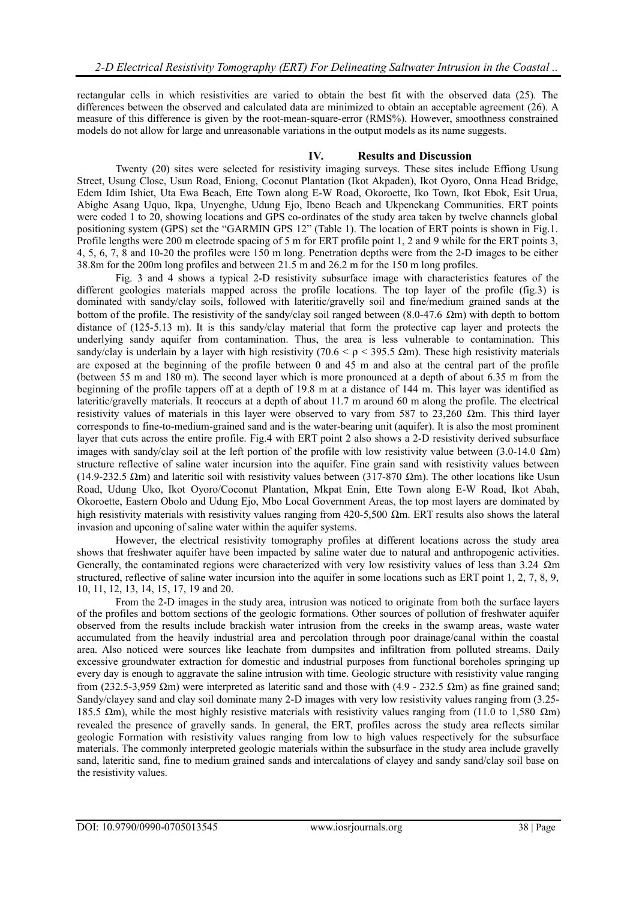rectangular cells in which resistivities are varied to obtain the best fit with the observed data (25). The differences between the observed and calculated data are minimized to obtain an acceptable agreement (26). A measure of this difference is given by the root-mean-square-error (RMS%). However, smoothness constrained models do not allow for large and unreasonable variations in the output models as its name suggests.

## IV. Results and Discussion

Twenty (20) sites were selected for resistivity imaging surveys. These sites include Effiong Usung Street, Usung Close, Usun Road, Eniong, Coconut Plantation (Ikot Akpaden), Ikot Oyoro, Onna Head Bridge, Edem Idim Ishiet, Uta Ewa Beach, Ette Town along E-W Road, Okoroette, Iko Town, Ikot Ebok, Esit Urua, Abighe Asang Uquo, Ikpa, Unyenghe, Udung Ejo, Ibeno Beach and Ukpenekang Communities. ERT points were coded 1 to 20, showing locations and GPS co-ordinates of the study area taken by twelve channels global positioning system (GPS) set the "GARMIN GPS 12" (Table 1). The location of ERT points is shown in Fig.1. Profile lengths were 200 m electrode spacing of 5 m for ERT profile point 1, 2 and 9 while for the ERT points 3, 4, 5, 6, 7, 8 and 10-20 the profiles were 150 m long. Penetration depths were from the 2-D images to be either 38.8m for the 200m long profiles and between 21.5 m and 26.2 m for the 150 m long profiles.

Fig. 3 and 4 shows a typical 2-D resistivity subsurface image with characteristics features of the different geologies materials mapped across the profile locations. The top layer of the profile (fig.3) is dominated with sandy/clay soils, followed with lateritic/gravelly soil and fine/medium grained sands at the bottom of the profile. The resistivity of the sandy/clay soil ranged between (8.0-47.6 Ωm) with depth to bottom distance of (125-5.13 m). It is this sandy/clay material that form the protective cap layer and protects the underlying sandy aquifer from contamination. Thus, the area is less vulnerable to contamination. This sandy/clay is underlain by a layer with high resistivity ($70.6 < \rho < 395.5$ Ωm). These high resistivity materials are exposed at the beginning of the profile between 0 and 45 m and also at the central part of the profile (between 55 m and 180 m). The second layer which is more pronounced at a depth of about 6.35 m from the beginning of the profile tappers off at a depth of 19.8 m at a distance of 144 m. This layer was identified as lateritic/gravelly materials. It reoccurs at a depth of about 11.7 m around 60 m along the profile. The electrical resistivity values of materials in this layer were observed to vary from 587 to 23,260 Ωm. This third layer corresponds to fine-to-medium-grained sand and is the water-bearing unit (aquifer). It is also the most prominent layer that cuts across the entire profile. Fig.4 with ERT point 2 also shows a 2-D resistivity derived subsurface images with sandy/clay soil at the left portion of the profile with low resistivity value between (3.0-14.0 Ωm) structure reflective of saline water incursion into the aquifer. Fine grain sand with resistivity values between (14.9-232.5 Ωm) and lateritic soil with resistivity values between (317-870 Ωm). The other locations like Usun Road, Udung Uko, Ikot Oyoro/Coconut Plantation, Mkpat Enin, Ette Town along E-W Road, Ikot Abah, Okoroette, Eastern Obolo and Udung Ejo, Mbo Local Government Areas, the top most layers are dominated by high resistivity materials with resistivity values ranging from 420-5,500 Ωm. ERT results also shows the lateral invasion and upconing of saline water within the aquifer systems.

However, the electrical resistivity tomography profiles at different locations across the study area shows that freshwater aquifer have been impacted by saline water due to natural and anthropogenic activities. Generally, the contaminated regions were characterized with very low resistivity values of less than 3.24 Ωm structured, reflective of saline water incursion into the aquifer in some locations such as ERT point 1, 2, 7, 8, 9, 10, 11, 12, 13, 14, 15, 17, 19 and 20.

From the 2-D images in the study area, intrusion was noticed to originate from both the surface layers of the profiles and bottom sections of the geologic formations. Other sources of pollution of freshwater aquifer observed from the results include brackish water intrusion from the creeks in the swamp areas, waste water accumulated from the heavily industrial area and percolation through poor drainage/canal within the coastal area. Also noticed were sources like leachate from dumpsites and infiltration from polluted streams. Daily excessive groundwater extraction for domestic and industrial purposes from functional boreholes springing up every day is enough to aggravate the saline intrusion with time. Geologic structure with resistivity value ranging from (232.5-3,959 Ωm) were interpreted as lateritic sand and those with (4.9 - 232.5 Ωm) as fine grained sand; Sandy/clayey sand and clay soil dominate many 2-D images with very low resistivity values ranging from (3.25-185.5 Ωm), while the most highly resistive materials with resistivity values ranging from (11.0 to 1,580 Ωm) revealed the presence of gravelly sands. In general, the ERT, profiles across the study area reflects similar geologic Formation with resistivity values ranging from low to high values respectively for the subsurface materials. The commonly interpreted geologic materials within the subsurface in the study area include gravelly sand, lateritic sand, fine to medium grained sands and intercalations of clayey and sandy sand/clay soil base on the resistivity values.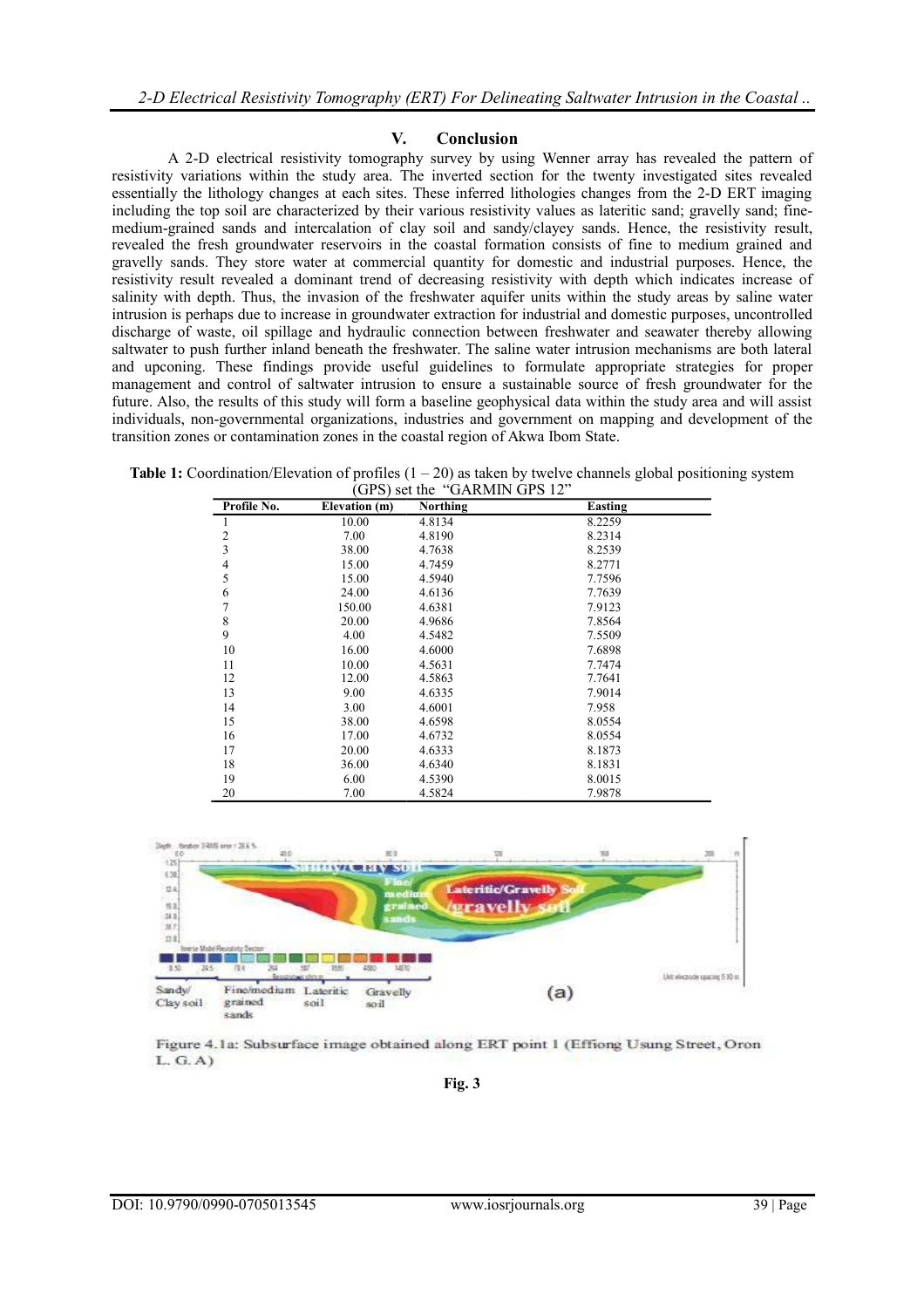## V. Conclusion

A 2-D electrical resistivity tomography survey by using Wenner array has revealed the pattern of resistivity variations within the study area. The inverted section for the twenty investigated sites revealed essentially the lithology changes at each sites. These inferred lithologies changes from the 2-D ERT imaging including the top soil are characterized by their various resistivity values as lateritic sand; gravelly sand; fine-medium-grained sands and intercalation of clay soil and sandy/clayey sands. Hence, the resistivity result, revealed the fresh groundwater reservoirs in the coastal formation consists of fine to medium grained and gravelly sands. They store water at commercial quantity for domestic and industrial purposes. Hence, the resistivity result revealed a dominant trend of decreasing resistivity with depth which indicates increase of salinity with depth. Thus, the invasion of the freshwater aquifer units within the study areas by saline water intrusion is perhaps due to increase in groundwater extraction for industrial and domestic purposes, uncontrolled discharge of waste, oil spillage and hydraulic connection between freshwater and seawater thereby allowing saltwater to push further inland beneath the freshwater. The saline water intrusion mechanisms are both lateral and upconing. These findings provide useful guidelines to formulate appropriate strategies for proper management and control of saltwater intrusion to ensure a sustainable source of fresh groundwater for the future. Also, the results of this study will form a baseline geophysical data within the study area and will assist individuals, non-governmental organizations, industries and government on mapping and development of the transition zones or contamination zones in the coastal region of Akwa Ibom State.

**Table 1:** Coordination/Elevation of profiles (1 – 20) as taken by twelve channels global positioning system (GPS) set the "GARMIN GPS 12"

| Profile No. | Elevation (m) | Northing | Easting |
|---|---|---|---|
| 1 | 10.00 | 4.8134 | 8.2259 |
| 2 | 7.00 | 4.8190 | 8.2314 |
| 3 | 38.00 | 4.7638 | 8.2539 |
| 4 | 15.00 | 4.7459 | 8.2771 |
| 5 | 15.00 | 4.5940 | 7.7596 |
| 6 | 24.00 | 4.6136 | 7.7639 |
| 7 | 150.00 | 4.6381 | 7.9123 |
| 8 | 20.00 | 4.9686 | 7.8564 |
| 9 | 4.00 | 4.5482 | 7.5509 |
| 10 | 16.00 | 4.6000 | 7.6898 |
| 11 | 10.00 | 4.5631 | 7.7474 |
| 12 | 12.00 | 4.5863 | 7.7641 |
| 13 | 9.00 | 4.6335 | 7.9014 |
| 14 | 3.00 | 4.6001 | 7.958 |
| 15 | 38.00 | 4.6598 | 8.0554 |
| 16 | 17.00 | 4.6732 | 8.0554 |
| 17 | 20.00 | 4.6333 | 8.1873 |
| 18 | 36.00 | 4.6340 | 8.1831 |
| 19 | 6.00 | 4.5390 | 8.0015 |
| 20 | 7.00 | 4.5824 | 7.9878 |

Figure 4.1a: Subsurface image obtained along ERT point 1 (Effiong Usung Street, Oron L. G. A)

**Fig. 3**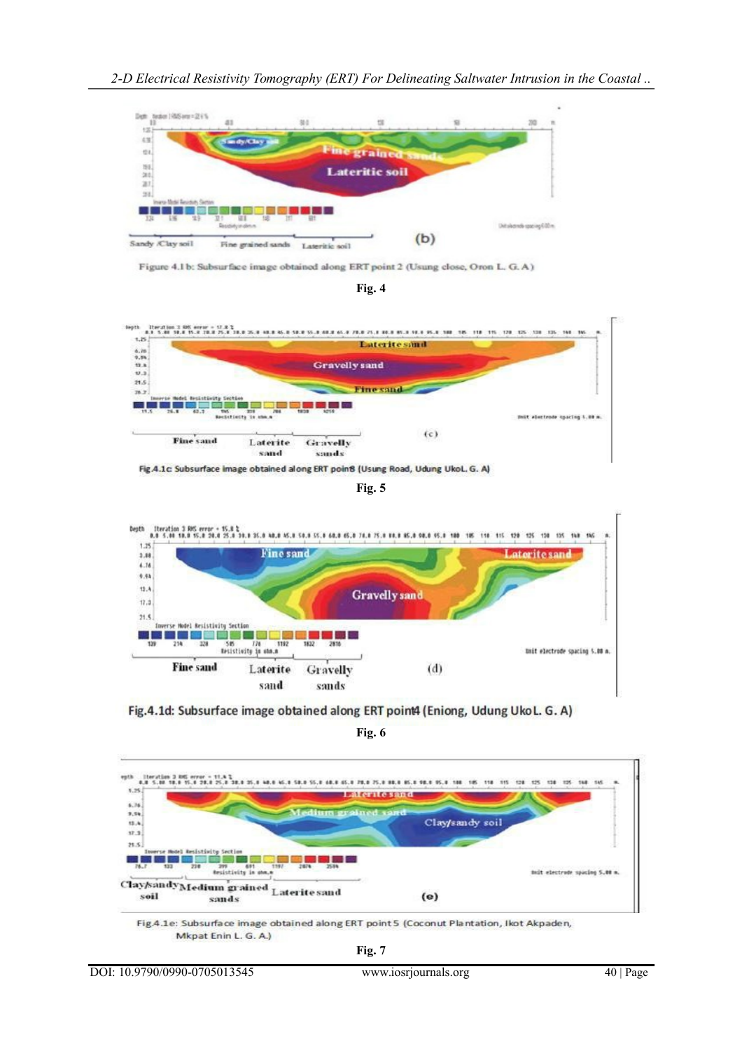Figure 4.1b: Subsurface image obtained along ERT point 2 (Usung close, Oron L. G. A)

**Fig. 4**

Fig.4.1c: Subsurface image obtained along ERT point3 (Usung Road, Udung UkoL. G. A)

**Fig. 5**

Fig.4.1d: Subsurface image obtained along ERT point4 (Eniong, Udung UkoL. G. A)

**Fig. 6**

Fig.4.1e: Subsurface image obtained along ERT point 5 (Coconut Plantation, Ikot Akpaden, Mkpat Enin L. G. A.)

**Fig. 7**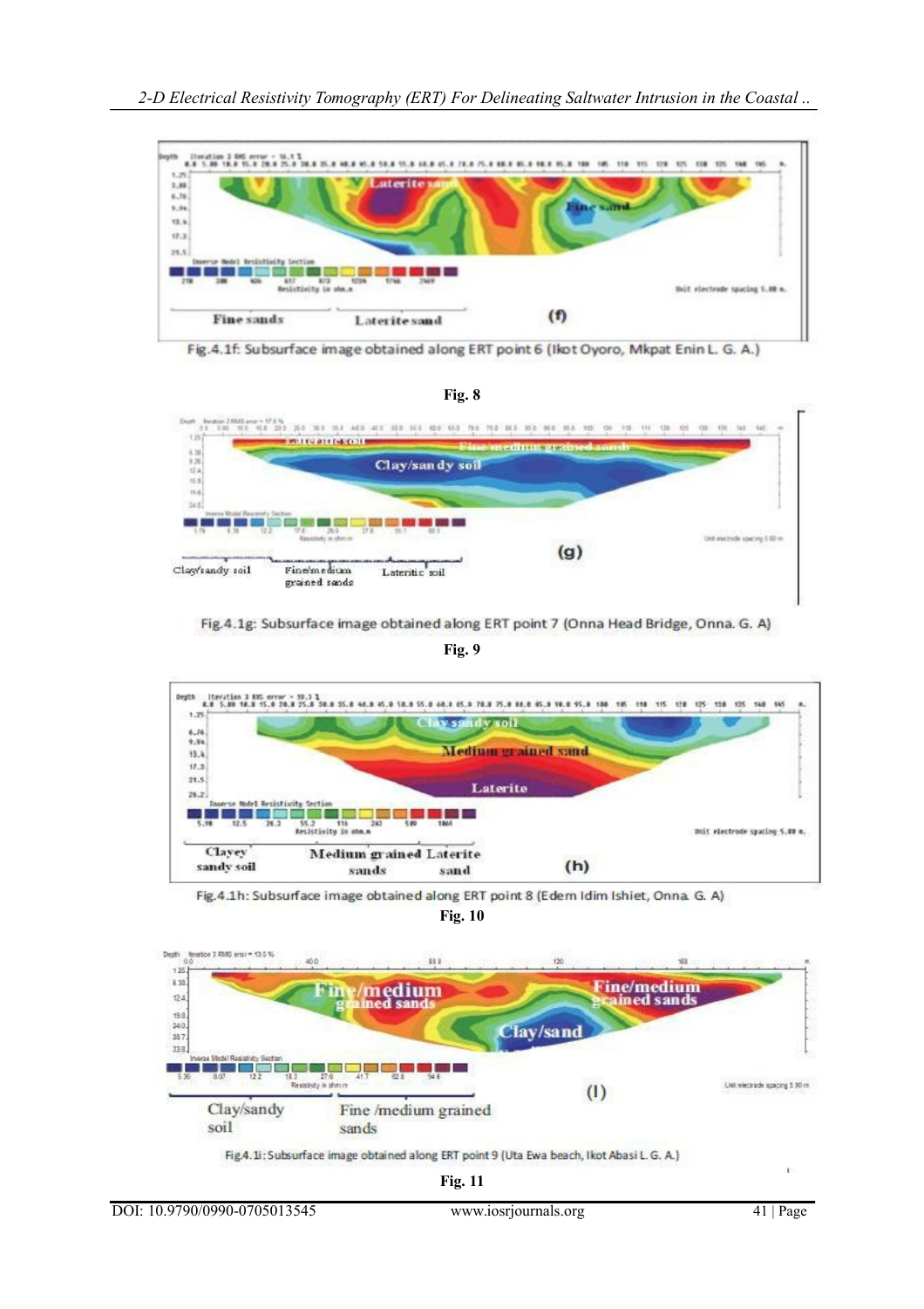Fig.4.1f: Subsurface image obtained along ERT point 6 (Ikot Oyoro, Mkpat Enin L. G. A.)

**Fig. 8**

Fig.4.1g: Subsurface image obtained along ERT point 7 (Onna Head Bridge, Onna. G. A)

**Fig. 9**

Fig.4.1h: Subsurface image obtained along ERT point 8 (Edem Idim Ishiet, Onna. G. A)

**Fig. 10**

Fig4.1i: Subsurface image obtained along ERT point 9 (Uta Ewa beach, Ikot Abasi L. G. A.)

**Fig. 11**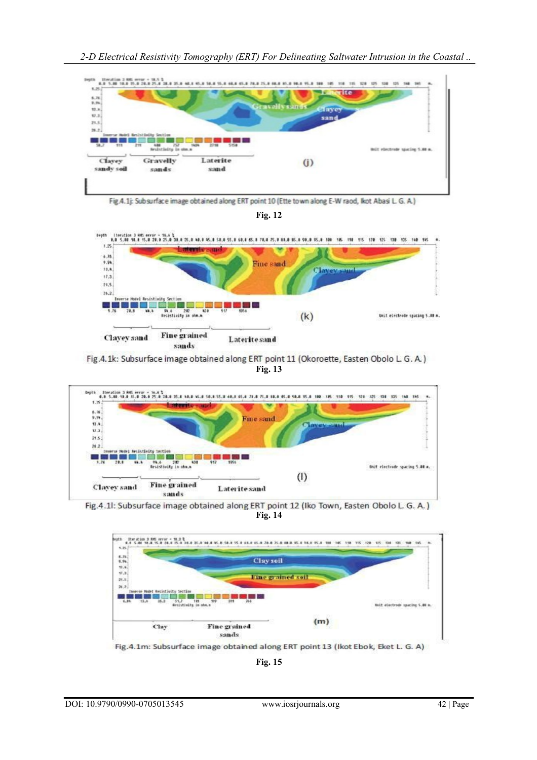Fig.4.1j: Subsurface image obtained along ERT point 10 (Ette town along E-W raod, Ikot Abasi L. G. A.)

**Fig. 12**

Fig.4.1k: Subsurface image obtained along ERT point 11 (Okoroette, Easten Obolo L. G. A.)

**Fig. 13**

Fig.4.1l: Subsurface image obtained along ERT point 12 (Iko Town, Easten Obolo L. G. A.)

**Fig. 14**

Fig.4.1m: Subsurface image obtained along ERT point 13 (Ikot Ebok, Eket L. G. A)

**Fig. 15**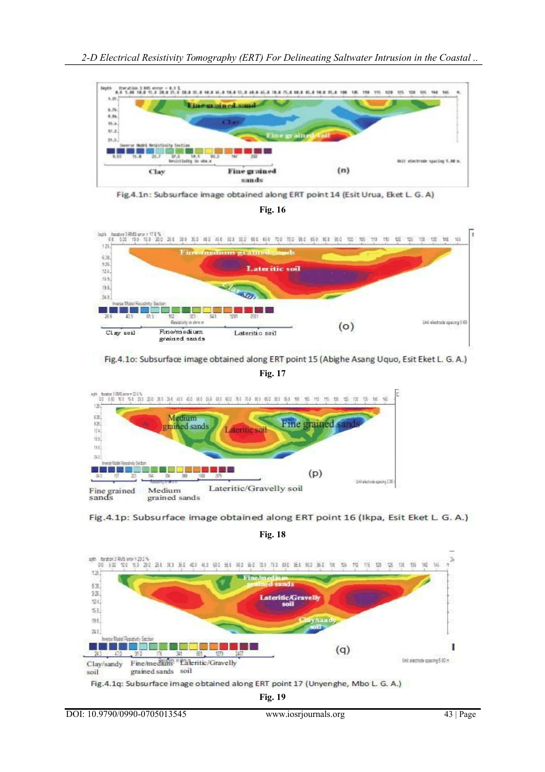Fig.4.1n: Subsurface image obtained along ERT point 14 (Esit Urua, Eket L. G. A)

**Fig. 16**

Fig.4.1o: Subsurface image obtained along ERT point 15 (Abighe Asang Uquo, Esit Eket L. G. A.)

**Fig. 17**

Fig.4.1p: Subsurface image obtained along ERT point 16 (Ikpa, Esit Eket L. G. A.)

**Fig. 18**

Fig.4.1q: Subsurface image obtained along ERT point 17 (Unyenghe, Mbo L. G. A.)

**Fig. 19**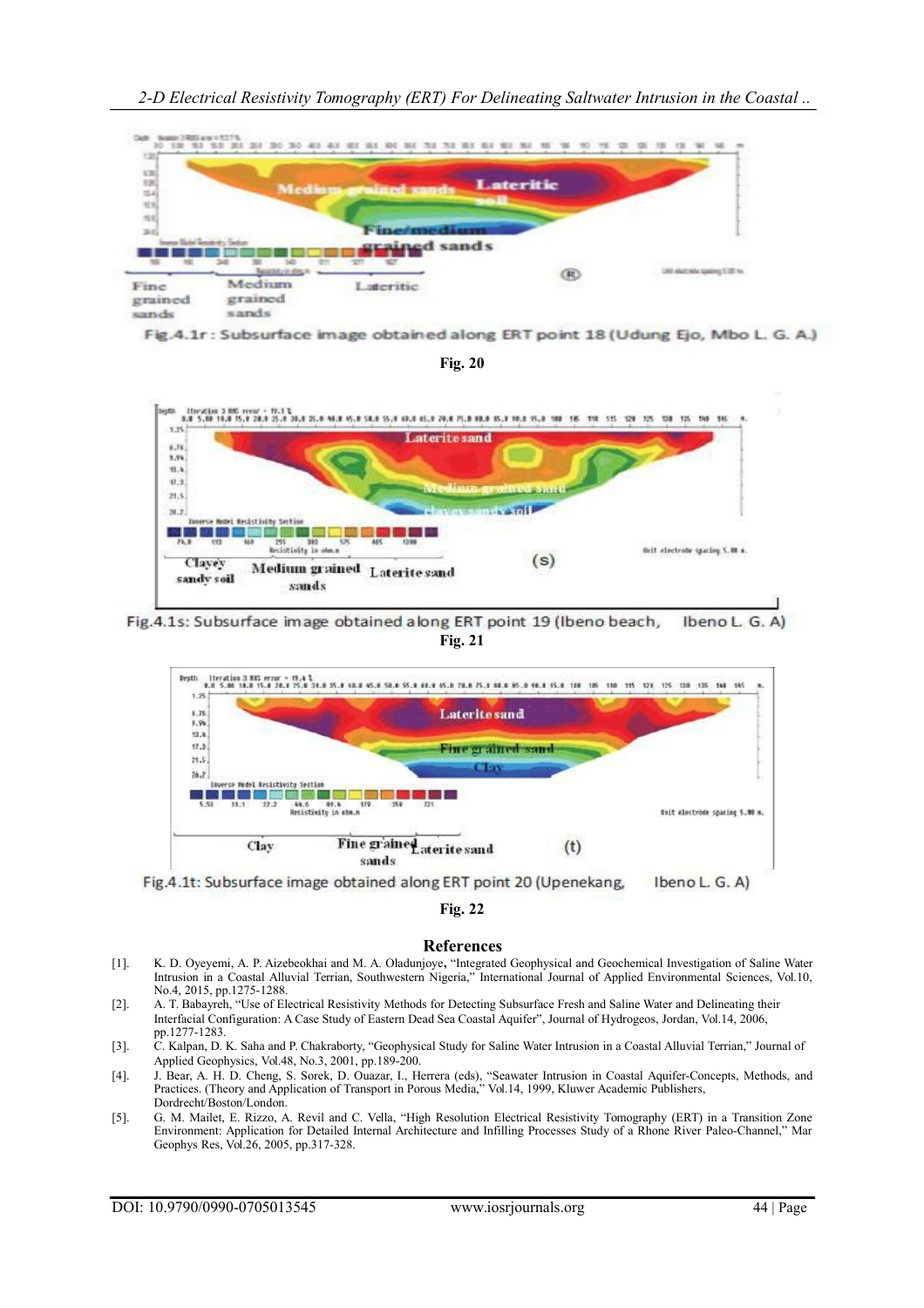Fig.4.1r : Subsurface image obtained along ERT point 18 (Udung Ejo, Mbo L. G. A.)

**Fig. 20**

Fig.4.1s: Subsurface image obtained along ERT point 19 (Ibeno beach, Ibeno L. G. A)

**Fig. 21**

Fig.4.1t: Subsurface image obtained along ERT point 20 (Upenekang, Ibeno L. G. A)

**Fig. 22**

## References

[1]. K. D. Oyeyemi, A. P. Aizebeokhai and M. A. Oladunjoye, "Integrated Geophysical and Geochemical Investigation of Saline Water Intrusion in a Coastal Alluvial Terrian, Southwestern Nigeria," International Journal of Applied Environmental Sciences, Vol.10, No.4, 2015, pp.1275-1288.

[2]. A. T. Babayreh, "Use of Electrical Resistivity Methods for Detecting Subsurface Fresh and Saline Water and Delineating their Interfacial Configuration: A Case Study of Eastern Dead Sea Coastal Aquifer", Journal of Hydrogeos, Jordan, Vol.14, 2006, pp.1277-1283.

[3]. C. Kalpan, D. K. Saha and P. Chakraborty, "Geophysical Study for Saline Water Intrusion in a Coastal Alluvial Terrian," Journal of Applied Geophysics, Vol.48, No.3, 2001, pp.189-200.

[4]. J. Bear, A. H. D. Cheng, S. Sorek, D. Ouazar, I., Herrera (eds), "Seawater Intrusion in Coastal Aquifer-Concepts, Methods, and Practices. (Theory and Application of Transport in Porous Media," Vol.14, 1999, Kluwer Academic Publishers, Dordrecht/Boston/London.

[5]. G. M. Mailet, E. Rizzo, A. Revil and C. Vella, "High Resolution Electrical Resistivity Tomography (ERT) in a Transition Zone Environment: Application for Detailed Internal Architecture and Infilling Processes Study of a Rhone River Paleo-Channel," Mar Geophys Res, Vol.26, 2005, pp.317-328.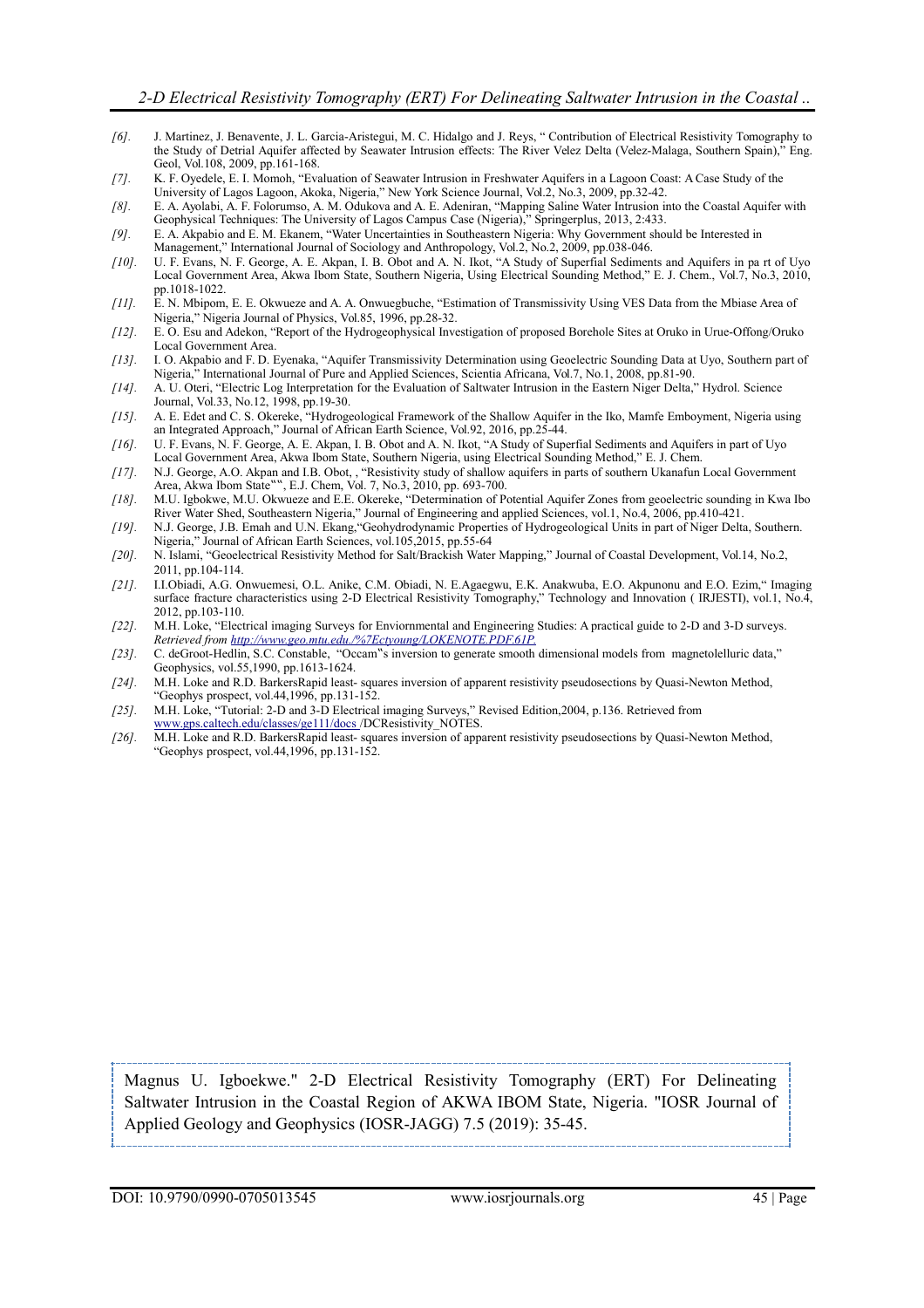[6]. J. Martinez, J. Benavente, J. L. Garcia-Aristegui, M. C. Hidalgo and J. Reys, " Contribution of Electrical Resistivity Tomography to the Study of Detrial Aquifer affected by Seawater Intrusion effects: The River Velez Delta (Velez-Malaga, Southern Spain)," Eng. Geol, Vol.108, 2009, pp.161-168.

[7]. K. F. Oyedele, E. I. Momoh, "Evaluation of Seawater Intrusion in Freshwater Aquifers in a Lagoon Coast: A Case Study of the University of Lagos Lagoon, Akoka, Nigeria," New York Science Journal, Vol.2, No.3, 2009, pp.32-42.

[8]. E. A. Ayolabi, A. F. Folorumso, A. M. Odukova and A. E. Adeniran, "Mapping Saline Water Intrusion into the Coastal Aquifer with Geophysical Techniques: The University of Lagos Campus Case (Nigeria)," Springerplus, 2013, 2:433.

[9]. E. A. Akpabio and E. M. Ekanem, "Water Uncertainties in Southeastern Nigeria: Why Government should be Interested in Management," International Journal of Sociology and Anthropology, Vol.2, No.2, 2009, pp.038-046.

[10]. U. F. Evans, N. F. George, A. E. Akpan, I. B. Obot and A. N. Ikot, "A Study of Superfial Sediments and Aquifers in pa rt of Uyo Local Government Area, Akwa Ibom State, Southern Nigeria, Using Electrical Sounding Method," E. J. Chem., Vol.7, No.3, 2010, pp.1018-1022.

[11]. E. N. Mbipom, E. E. Okwueze and A. A. Onwuegbuche, "Estimation of Transmissivity Using VES Data from the Mbiase Area of Nigeria," Nigeria Journal of Physics, Vol.85, 1996, pp.28-32.

[12]. E. O. Esu and Adekon, "Report of the Hydrogeophysical Investigation of proposed Borehole Sites at Oruko in Urue-Offong/Oruko Local Government Area.

[13]. I. O. Akpabio and F. D. Eyenaka, "Aquifer Transmissivity Determination using Geoelectric Sounding Data at Uyo, Southern part of Nigeria," International Journal of Pure and Applied Sciences, Scientia Africana, Vol.7, No.1, 2008, pp.81-90.

[14]. A. U. Oteri, "Electric Log Interpretation for the Evaluation of Saltwater Intrusion in the Eastern Niger Delta," Hydrol. Science Journal, Vol.33, No.12, 1998, pp.19-30.

[15]. A. E. Edet and C. S. Okereke, "Hydrogeological Framework of the Shallow Aquifer in the Iko, Mamfe Emboyment, Nigeria using an Integrated Approach," Journal of African Earth Science, Vol.92, 2016, pp.25-44.

[16]. U. F. Evans, N. F. George, A. E. Akpan, I. B. Obot and A. N. Ikot, "A Study of Superfial Sediments and Aquifers in part of Uyo Local Government Area, Akwa Ibom State, Southern Nigeria, using Electrical Sounding Method," E. J. Chem.

[17]. N.J. George, A.O. Akpan and I.B. Obot, , "Resistivity study of shallow aquifers in parts of southern Ukanafun Local Government Area, Akwa Ibom State"", E.J. Chem, Vol. 7, No.3, 2010, pp. 693-700.

[18]. M.U. Igbokwe, M.U. Okwueze and E.E. Okereke, "Determination of Potential Aquifer Zones from geoelectric sounding in Kwa Ibo River Water Shed, Southeastern Nigeria," Journal of Engineering and applied Sciences, vol.1, No.4, 2006, pp.410-421.

[19]. N.J. George, J.B. Emah and U.N. Ekang,"Geohydrodynamic Properties of Hydrogeological Units in part of Niger Delta, Southern. Nigeria," Journal of African Earth Sciences, vol.105,2015, pp.55-64

[20]. N. Islami, "Geoelectrical Resistivity Method for Salt/Brackish Water Mapping," Journal of Coastal Development, Vol.14, No.2, 2011, pp.104-114.

[21]. I.I.Obiadi, A.G. Onwuemesi, O.L. Anike, C.M. Obiadi, N. E.Agaegwu, E.K. Anakwuba, E.O. Akpunonu and E.O. Ezim," Imaging surface fracture characteristics using 2-D Electrical Resistivity Tomography," Technology and Innovation ( IRJESTI), vol.1, No.4, 2012, pp.103-110.

[22]. M.H. Loke, "Electrical imaging Surveys for Enviornmental and Engineering Studies: A practical guide to 2-D and 3-D surveys. *Retrieved from http://www.geo.mtu.edu./%7Ectyoung/LOKENOTE.PDF.61P.*

[23]. C. deGroot-Hedlin, S.C. Constable, "Occam"s inversion to generate smooth dimensional models from magnetolelluric data," Geophysics, vol.55,1990, pp.1613-1624.

[24]. M.H. Loke and R.D. BarkersRapid least- squares inversion of apparent resistivity pseudosections by Quasi-Newton Method, "Geophys prospect, vol.44,1996, pp.131-152.

[25]. M.H. Loke, "Tutorial: 2-D and 3-D Electrical imaging Surveys," Revised Edition,2004, p.136. Retrieved from www.gps.caltech.edu/classes/ge111/docs /DCResistivity_NOTES.

[26]. M.H. Loke and R.D. BarkersRapid least- squares inversion of apparent resistivity pseudosections by Quasi-Newton Method, "Geophys prospect, vol.44,1996, pp.131-152.

Magnus U. Igboekwe." 2-D Electrical Resistivity Tomography (ERT) For Delineating Saltwater Intrusion in the Coastal Region of AKWA IBOM State, Nigeria. "IOSR Journal of Applied Geology and Geophysics (IOSR-JAGG) 7.5 (2019): 35-45.